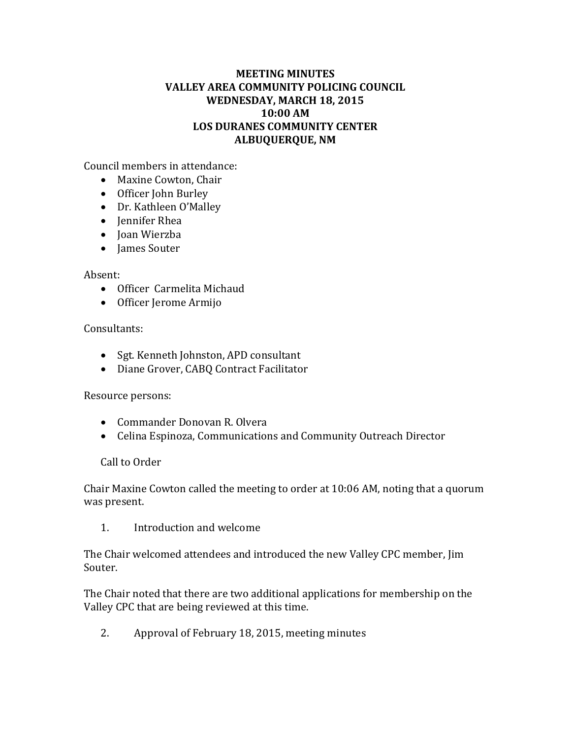**MEETING MINUTES**
**VALLEY AREA COMMUNITY POLICING COUNCIL**
**WEDNESDAY, MARCH 18, 2015**
**10:00 AM**
**LOS DURANES COMMUNITY CENTER**
**ALBUQUERQUE, NM**

Council members in attendance:

- Maxine Cowton, Chair
- Officer John Burley
- Dr. Kathleen O'Malley
- Jennifer Rhea
- Joan Wierzba
- James Souter

Absent:

- Officer Carmelita Michaud
- Officer Jerome Armijo

Consultants:

- Sgt. Kenneth Johnston, APD consultant
- Diane Grover, CABQ Contract Facilitator

Resource persons:

- Commander Donovan R. Olvera
- Celina Espinoza, Communications and Community Outreach Director

Call to Order

Chair Maxine Cowton called the meeting to order at 10:06 AM, noting that a quorum was present.

1. Introduction and welcome

The Chair welcomed attendees and introduced the new Valley CPC member, Jim Souter.

The Chair noted that there are two additional applications for membership on the Valley CPC that are being reviewed at this time.

2. Approval of February 18, 2015, meeting minutes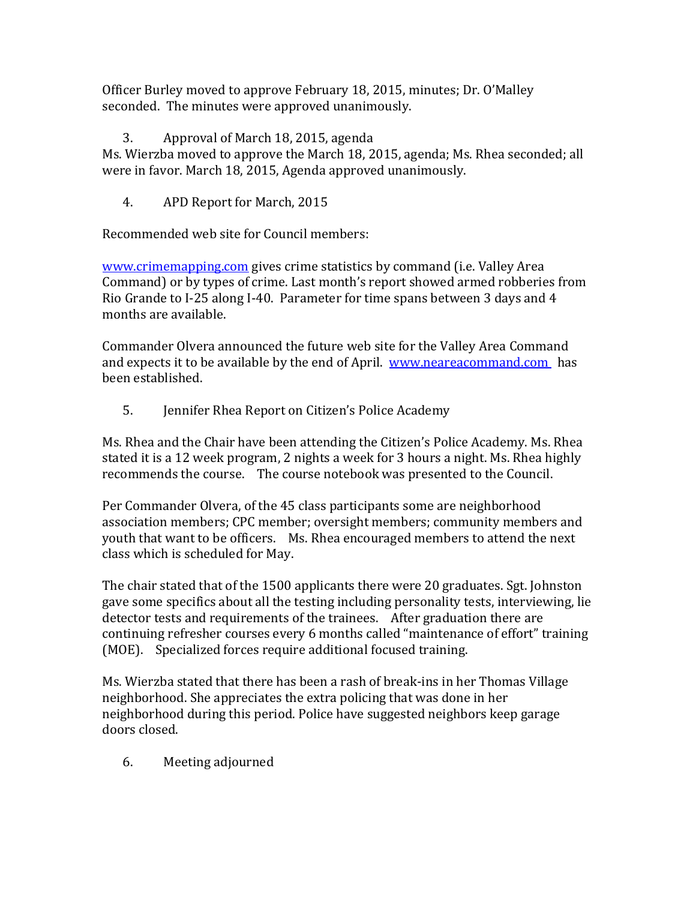Officer Burley moved to approve February 18, 2015, minutes; Dr. O'Malley seconded. The minutes were approved unanimously.

3. Approval of March 18, 2015, agenda

Ms. Wierzba moved to approve the March 18, 2015, agenda; Ms. Rhea seconded; all were in favor. March 18, 2015, Agenda approved unanimously.

4. APD Report for March, 2015

Recommended web site for Council members:

www.crimemapping.com gives crime statistics by command (i.e. Valley Area Command) or by types of crime. Last month's report showed armed robberies from Rio Grande to I-25 along I-40. Parameter for time spans between 3 days and 4 months are available.

Commander Olvera announced the future web site for the Valley Area Command and expects it to be available by the end of April. www.neareacommand.com has been established.

5. Jennifer Rhea Report on Citizen's Police Academy

Ms. Rhea and the Chair have been attending the Citizen's Police Academy. Ms. Rhea stated it is a 12 week program, 2 nights a week for 3 hours a night. Ms. Rhea highly recommends the course. The course notebook was presented to the Council.

Per Commander Olvera, of the 45 class participants some are neighborhood association members; CPC member; oversight members; community members and youth that want to be officers. Ms. Rhea encouraged members to attend the next class which is scheduled for May.

The chair stated that of the 1500 applicants there were 20 graduates. Sgt. Johnston gave some specifics about all the testing including personality tests, interviewing, lie detector tests and requirements of the trainees. After graduation there are continuing refresher courses every 6 months called "maintenance of effort" training (MOE). Specialized forces require additional focused training.

Ms. Wierzba stated that there has been a rash of break-ins in her Thomas Village neighborhood. She appreciates the extra policing that was done in her neighborhood during this period. Police have suggested neighbors keep garage doors closed.

6. Meeting adjourned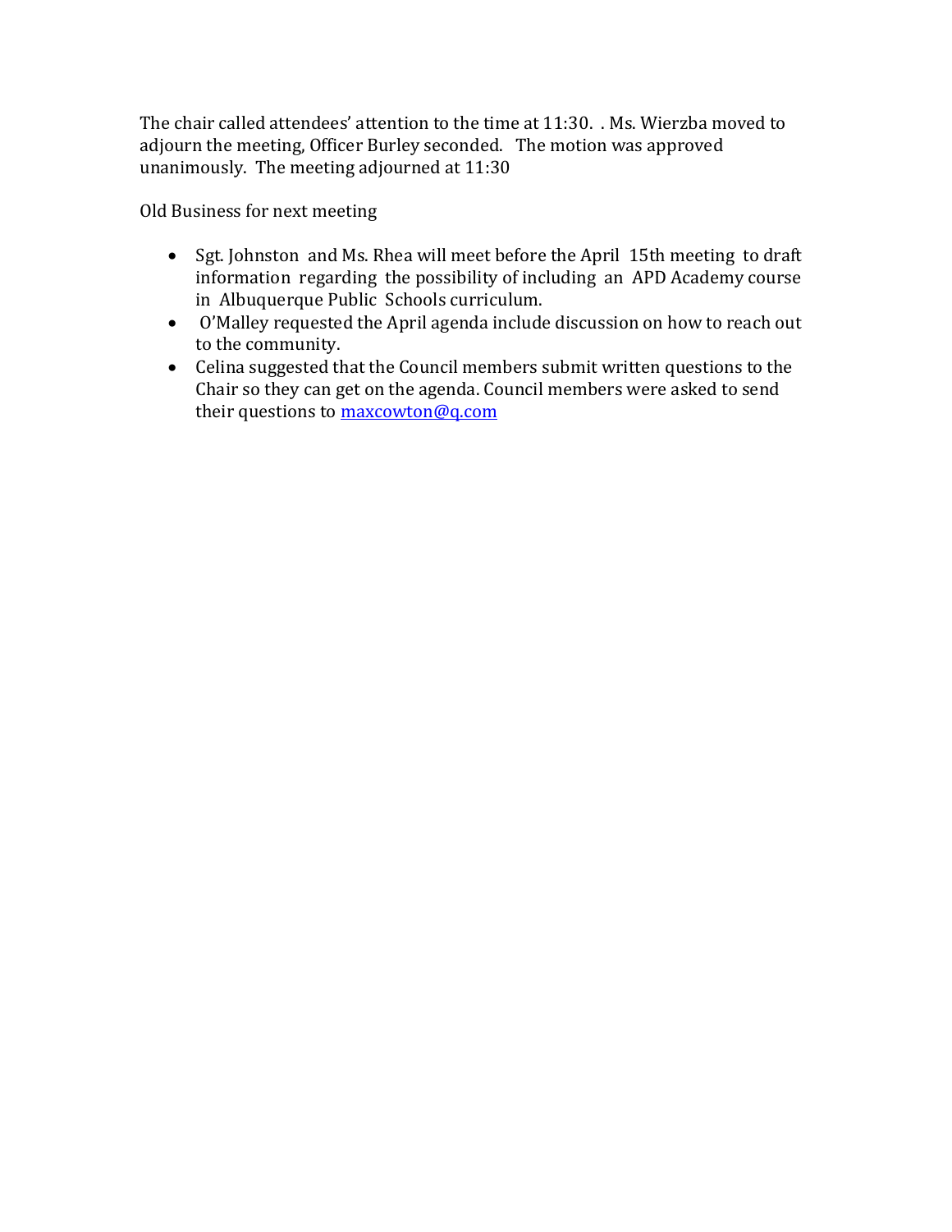The chair called attendees' attention to the time at 11:30. . Ms. Wierzba moved to adjourn the meeting, Officer Burley seconded. The motion was approved unanimously. The meeting adjourned at 11:30

Old Business for next meeting

- Sgt. Johnston and Ms. Rhea will meet before the April 15th meeting to draft information regarding the possibility of including an APD Academy course in Albuquerque Public Schools curriculum.
- O'Malley requested the April agenda include discussion on how to reach out to the community.
- Celina suggested that the Council members submit written questions to the Chair so they can get on the agenda. Council members were asked to send their questions to maxcowton@q.com